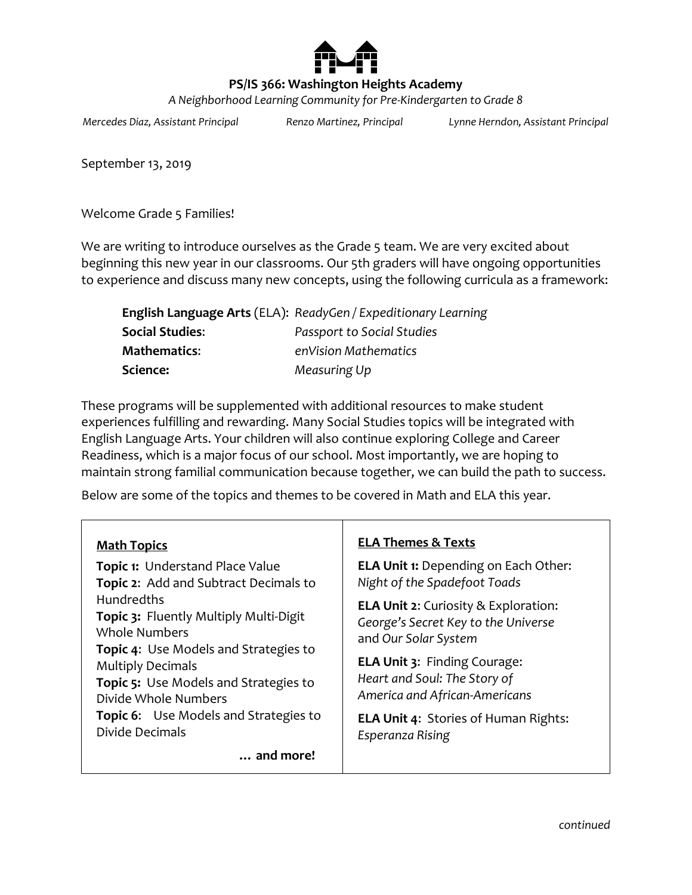# PS/IS 366: Washington Heights Academy

*A Neighborhood Learning Community for Pre-Kindergarten to Grade 8*

*Mercedes Diaz, Assistant Principal* | *Renzo Martinez, Principal* | *Lynne Herndon, Assistant Principal*

September 13, 2019

Welcome Grade 5 Families!

We are writing to introduce ourselves as the Grade 5 team. We are very excited about beginning this new year in our classrooms. Our 5th graders will have ongoing opportunities to experience and discuss many new concepts, using the following curricula as a framework:

| | |
|---|---|
| **English Language Arts** (ELA): | *ReadyGen / Expeditionary Learning* |
| **Social Studies**: | *Passport to Social Studies* |
| **Mathematics**: | *enVision Mathematics* |
| **Science:** | *Measuring Up* |

These programs will be supplemented with additional resources to make student experiences fulfilling and rewarding. Many Social Studies topics will be integrated with English Language Arts. Your children will also continue exploring College and Career Readiness, which is a major focus of our school. Most importantly, we are hoping to maintain strong familial communication because together, we can build the path to success.

Below are some of the topics and themes to be covered in Math and ELA this year.

**Math Topics**

**Topic 1:** Understand Place Value
**Topic 2**: Add and Subtract Decimals to Hundredths
**Topic 3:** Fluently Multiply Multi-Digit Whole Numbers
**Topic 4**: Use Models and Strategies to Multiply Decimals
**Topic 5:** Use Models and Strategies to Divide Whole Numbers
**Topic 6**: Use Models and Strategies to Divide Decimals

**… and more!**

**ELA Themes & Texts**

**ELA Unit 1:** Depending on Each Other: *Night of the Spadefoot Toads*

**ELA Unit 2**: Curiosity & Exploration: *George's Secret Key to the Universe* and *Our Solar System*

**ELA Unit 3**: Finding Courage: *Heart and Soul: The Story of America and African-Americans*

**ELA Unit 4**: Stories of Human Rights: *Esperanza Rising*

*continued*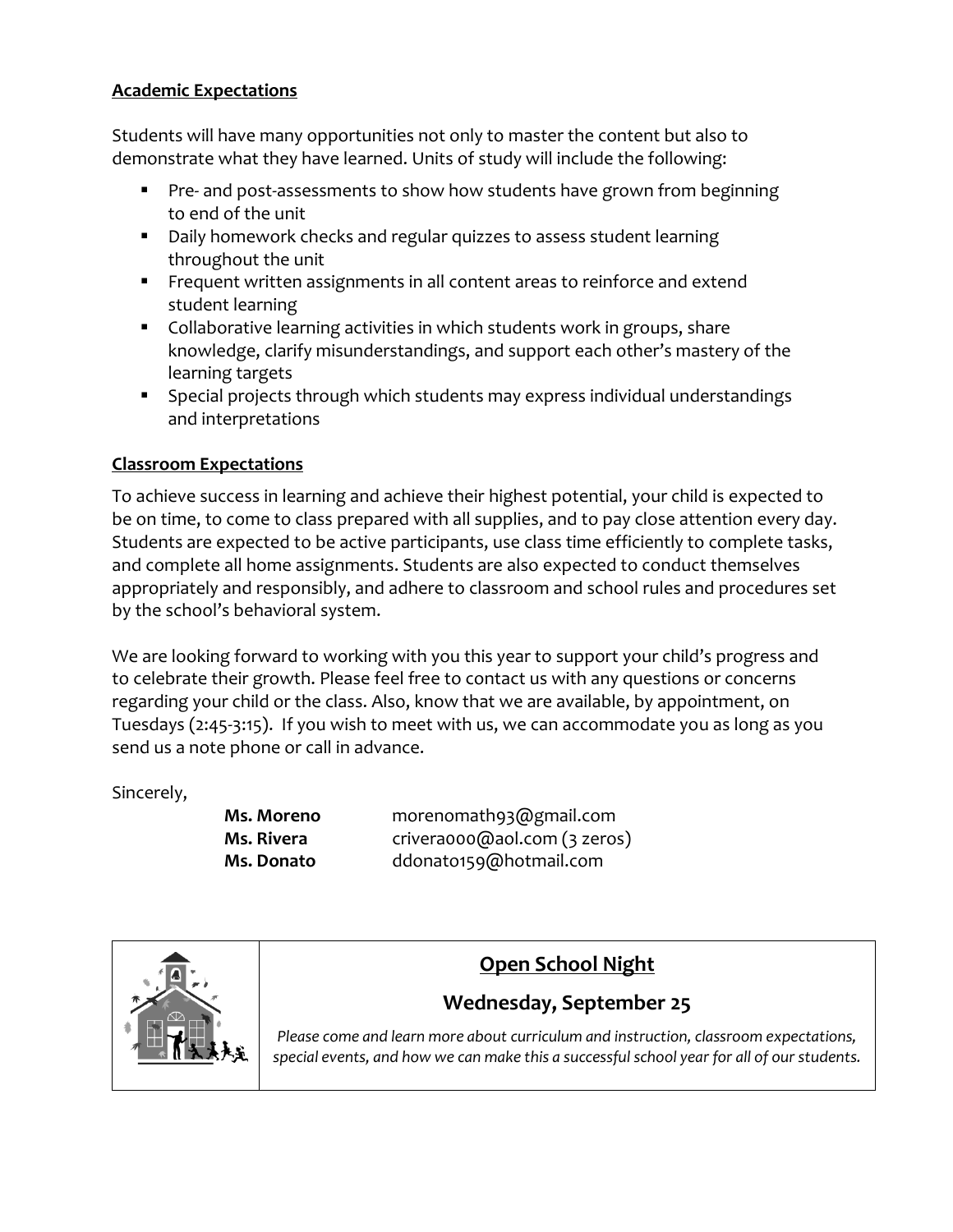**Academic Expectations**

Students will have many opportunities not only to master the content but also to demonstrate what they have learned. Units of study will include the following:

- Pre- and post-assessments to show how students have grown from beginning to end of the unit
- Daily homework checks and regular quizzes to assess student learning throughout the unit
- Frequent written assignments in all content areas to reinforce and extend student learning
- Collaborative learning activities in which students work in groups, share knowledge, clarify misunderstandings, and support each other's mastery of the learning targets
- Special projects through which students may express individual understandings and interpretations

**Classroom Expectations**

To achieve success in learning and achieve their highest potential, your child is expected to be on time, to come to class prepared with all supplies, and to pay close attention every day. Students are expected to be active participants, use class time efficiently to complete tasks, and complete all home assignments. Students are also expected to conduct themselves appropriately and responsibly, and adhere to classroom and school rules and procedures set by the school's behavioral system.

We are looking forward to working with you this year to support your child's progress and to celebrate their growth. Please feel free to contact us with any questions or concerns regarding your child or the class. Also, know that we are available, by appointment, on Tuesdays (2:45-3:15). If you wish to meet with us, we can accommodate you as long as you send us a note phone or call in advance.

Sincerely,

**Ms. Moreno** morenomath93@gmail.com
**Ms. Rivera** crivera000@aol.com (3 zeros)
**Ms. Donato** ddonato159@hotmail.com

**Open School Night**

**Wednesday, September 25**

*Please come and learn more about curriculum and instruction, classroom expectations, special events, and how we can make this a successful school year for all of our students.*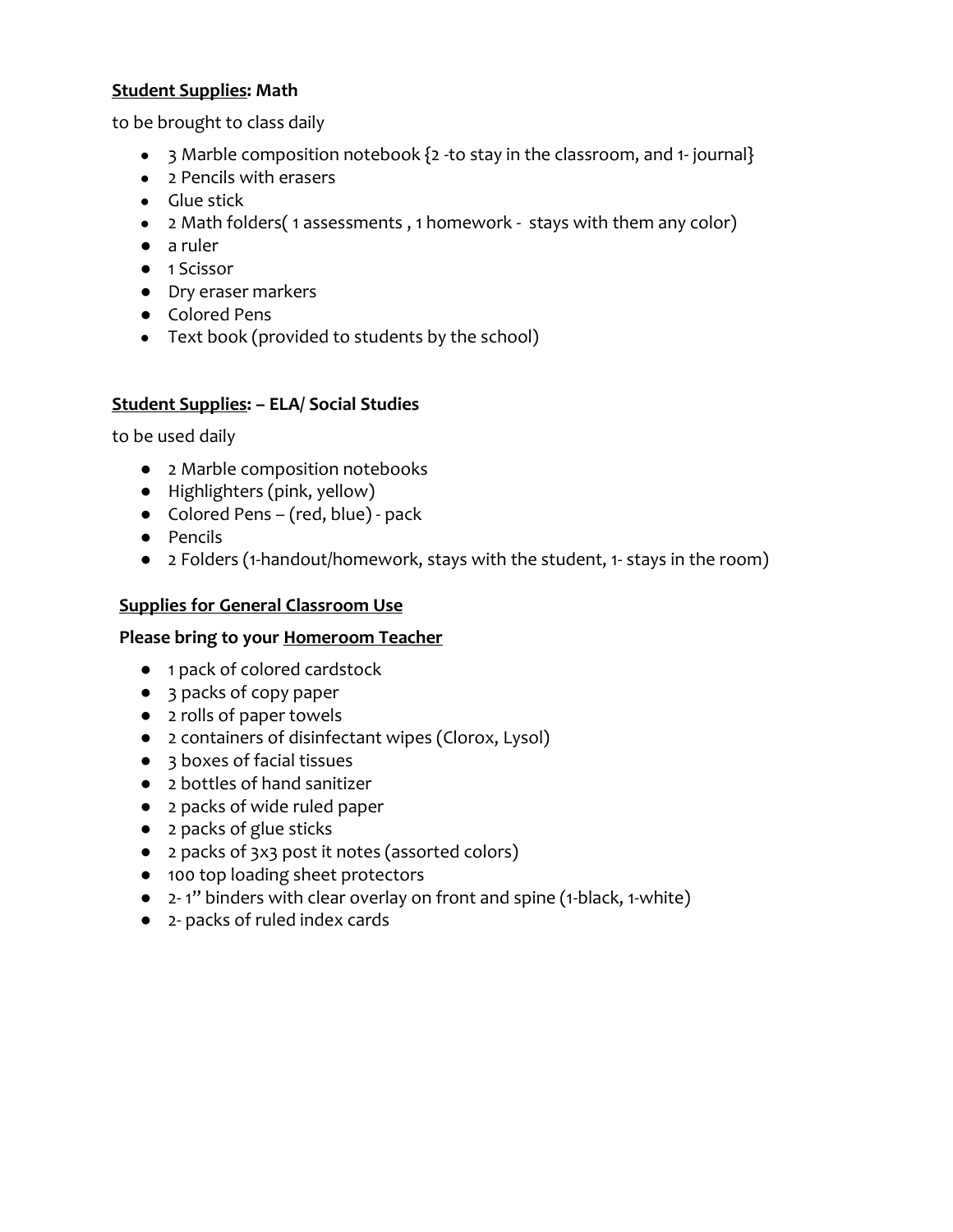**<u>Student Supplies</u>: Math**

to be brought to class daily

- 3 Marble composition notebook {2 -to stay in the classroom, and 1- journal}
- 2 Pencils with erasers
- Glue stick
- 2 Math folders( 1 assessments , 1 homework - stays with them any color)
- a ruler
- 1 Scissor
- Dry eraser markers
- Colored Pens
- Text book (provided to students by the school)

**<u>Student Supplies</u>: – ELA/ Social Studies**

to be used daily

- 2 Marble composition notebooks
- Highlighters (pink, yellow)
- Colored Pens – (red, blue) - pack
- Pencils
- 2 Folders (1-handout/homework, stays with the student, 1- stays in the room)

**<u>Supplies for General Classroom Use</u>**

**Please bring to your <u>Homeroom Teacher</u>**

- 1 pack of colored cardstock
- 3 packs of copy paper
- 2 rolls of paper towels
- 2 containers of disinfectant wipes (Clorox, Lysol)
- 3 boxes of facial tissues
- 2 bottles of hand sanitizer
- 2 packs of wide ruled paper
- 2 packs of glue sticks
- 2 packs of 3x3 post it notes (assorted colors)
- 100 top loading sheet protectors
- 2- 1" binders with clear overlay on front and spine (1-black, 1-white)
- 2- packs of ruled index cards